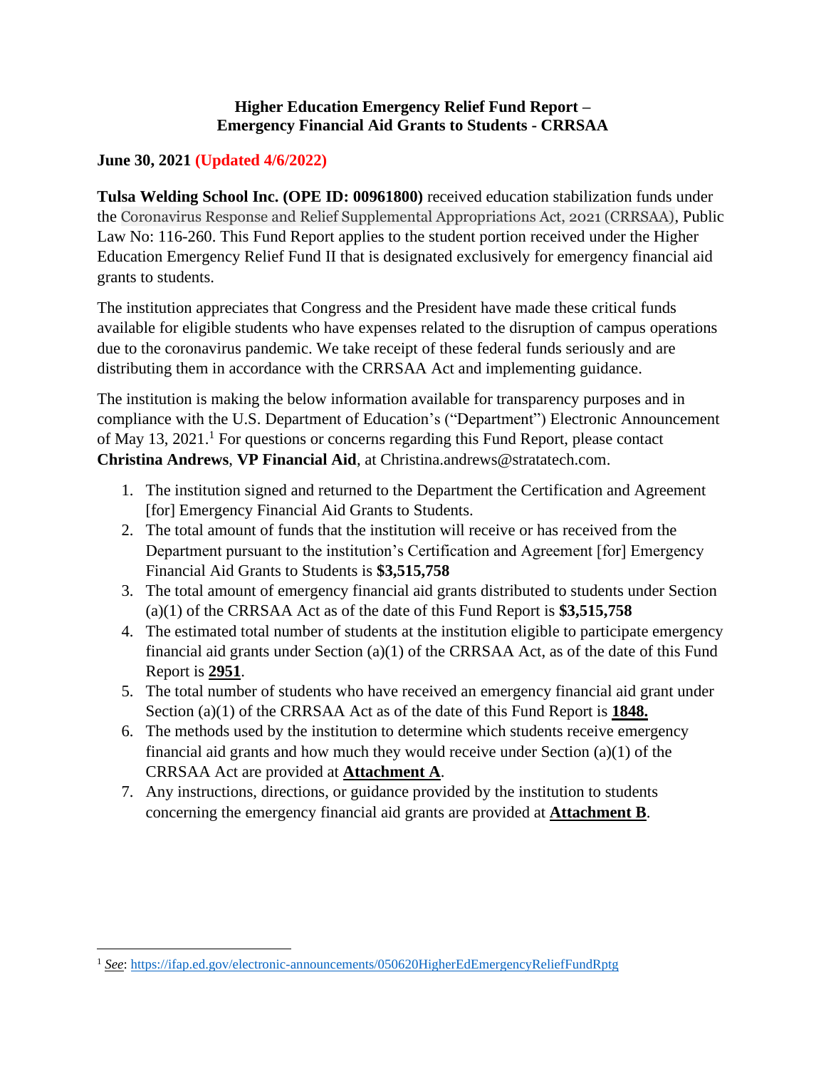**Higher Education Emergency Relief Fund Report – Emergency Financial Aid Grants to Students - CRRSAA**

**June 30, 2021 (Updated 4/6/2022)**

**Tulsa Welding School Inc. (OPE ID: 00961800)** received education stabilization funds under the Coronavirus Response and Relief Supplemental Appropriations Act, 2021 (CRRSAA), Public Law No: 116-260. This Fund Report applies to the student portion received under the Higher Education Emergency Relief Fund II that is designated exclusively for emergency financial aid grants to students.

The institution appreciates that Congress and the President have made these critical funds available for eligible students who have expenses related to the disruption of campus operations due to the coronavirus pandemic. We take receipt of these federal funds seriously and are distributing them in accordance with the CRRSAA Act and implementing guidance.

The institution is making the below information available for transparency purposes and in compliance with the U.S. Department of Education's ("Department") Electronic Announcement of May 13, 2021.[1] For questions or concerns regarding this Fund Report, please contact **Christina Andrews**, **VP Financial Aid**, at Christina.andrews@stratatech.com.

1. The institution signed and returned to the Department the Certification and Agreement [for] Emergency Financial Aid Grants to Students.
2. The total amount of funds that the institution will receive or has received from the Department pursuant to the institution's Certification and Agreement [for] Emergency Financial Aid Grants to Students is **$3,515,758**
3. The total amount of emergency financial aid grants distributed to students under Section (a)(1) of the CRRSAA Act as of the date of this Fund Report is **$3,515,758**
4. The estimated total number of students at the institution eligible to participate emergency financial aid grants under Section (a)(1) of the CRRSAA Act, as of the date of this Fund Report is **2951**.
5. The total number of students who have received an emergency financial aid grant under Section (a)(1) of the CRRSAA Act as of the date of this Fund Report is **1848.**
6. The methods used by the institution to determine which students receive emergency financial aid grants and how much they would receive under Section (a)(1) of the CRRSAA Act are provided at **Attachment A**.
7. Any instructions, directions, or guidance provided by the institution to students concerning the emergency financial aid grants are provided at **Attachment B**.

[1] *See*: https://ifap.ed.gov/electronic-announcements/050620HigherEdEmergencyReliefFundRptg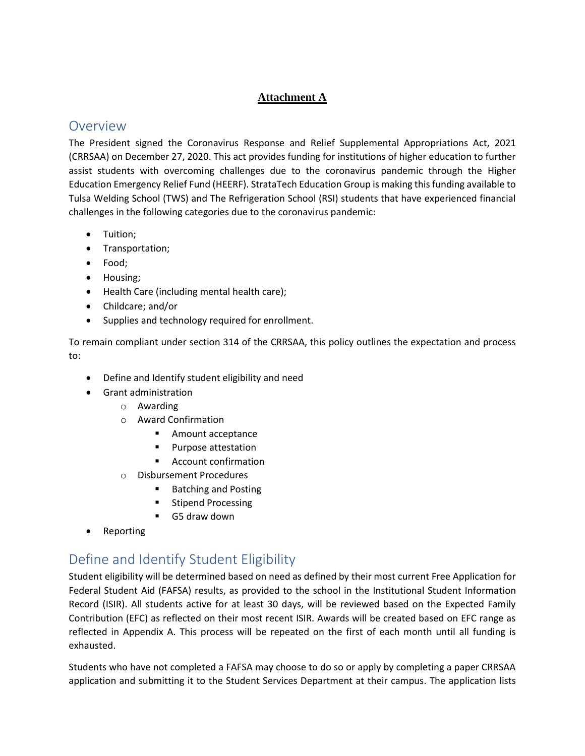**<u>Attachment A</u>**

## Overview

The President signed the Coronavirus Response and Relief Supplemental Appropriations Act, 2021 (CRRSAA) on December 27, 2020. This act provides funding for institutions of higher education to further assist students with overcoming challenges due to the coronavirus pandemic through the Higher Education Emergency Relief Fund (HEERF). StrataTech Education Group is making this funding available to Tulsa Welding School (TWS) and The Refrigeration School (RSI) students that have experienced financial challenges in the following categories due to the coronavirus pandemic:

- Tuition;
- Transportation;
- Food;
- Housing;
- Health Care (including mental health care);
- Childcare; and/or
- Supplies and technology required for enrollment.

To remain compliant under section 314 of the CRRSAA, this policy outlines the expectation and process to:

- Define and Identify student eligibility and need
- Grant administration
  - Awarding
  - Award Confirmation
    - Amount acceptance
    - Purpose attestation
    - Account confirmation
  - Disbursement Procedures
    - Batching and Posting
    - Stipend Processing
    - G5 draw down
- Reporting

## Define and Identify Student Eligibility

Student eligibility will be determined based on need as defined by their most current Free Application for Federal Student Aid (FAFSA) results, as provided to the school in the Institutional Student Information Record (ISIR). All students active for at least 30 days, will be reviewed based on the Expected Family Contribution (EFC) as reflected on their most recent ISIR. Awards will be created based on EFC range as reflected in Appendix A. This process will be repeated on the first of each month until all funding is exhausted.

Students who have not completed a FAFSA may choose to do so or apply by completing a paper CRRSAA application and submitting it to the Student Services Department at their campus. The application lists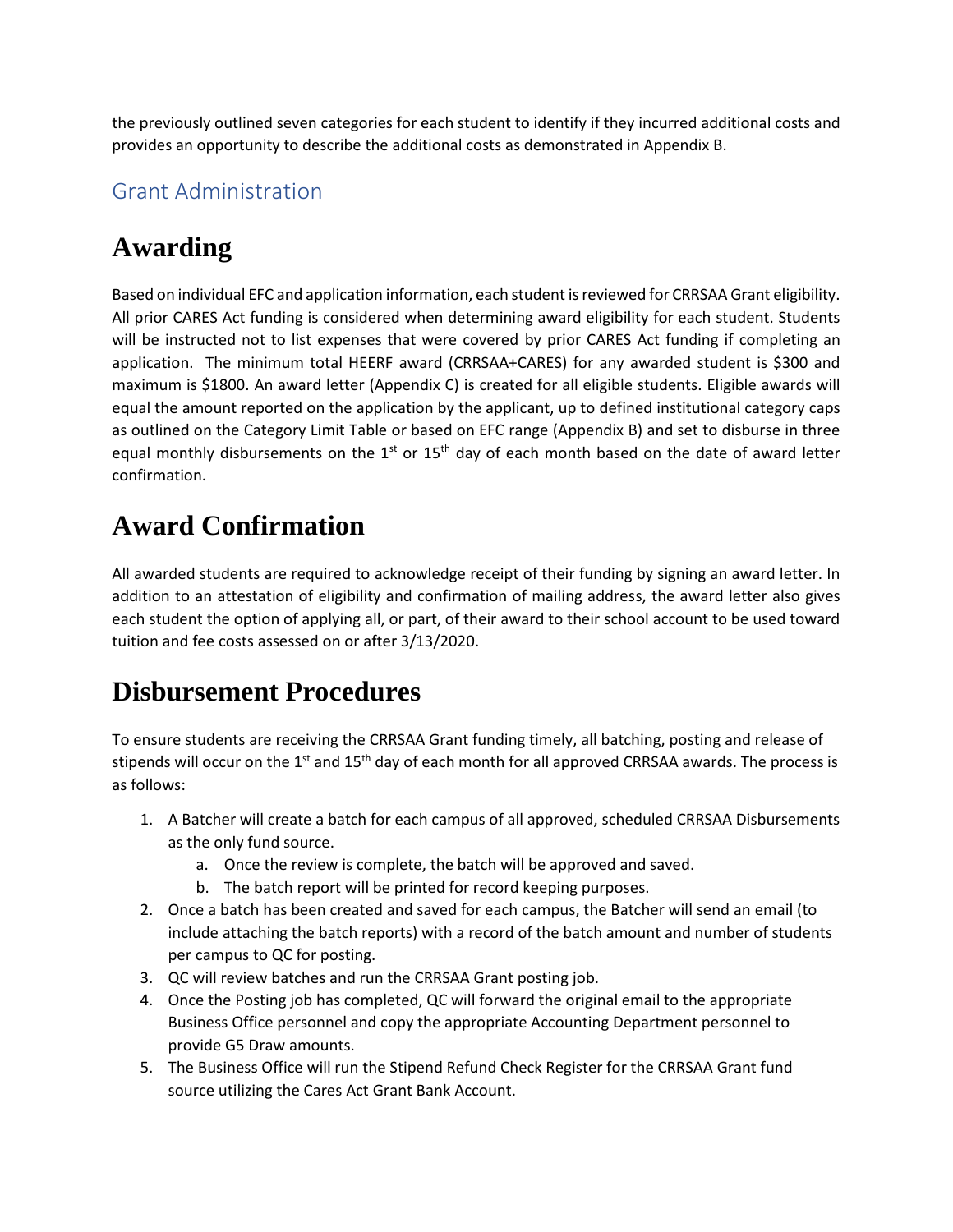the previously outlined seven categories for each student to identify if they incurred additional costs and provides an opportunity to describe the additional costs as demonstrated in Appendix B.

## Grant Administration

# Awarding

Based on individual EFC and application information, each student is reviewed for CRRSAA Grant eligibility. All prior CARES Act funding is considered when determining award eligibility for each student. Students will be instructed not to list expenses that were covered by prior CARES Act funding if completing an application. The minimum total HEERF award (CRRSAA+CARES) for any awarded student is $300 and maximum is $1800. An award letter (Appendix C) is created for all eligible students. Eligible awards will equal the amount reported on the application by the applicant, up to defined institutional category caps as outlined on the Category Limit Table or based on EFC range (Appendix B) and set to disburse in three equal monthly disbursements on the 1st or 15th day of each month based on the date of award letter confirmation.

# Award Confirmation

All awarded students are required to acknowledge receipt of their funding by signing an award letter. In addition to an attestation of eligibility and confirmation of mailing address, the award letter also gives each student the option of applying all, or part, of their award to their school account to be used toward tuition and fee costs assessed on or after 3/13/2020.

# Disbursement Procedures

To ensure students are receiving the CRRSAA Grant funding timely, all batching, posting and release of stipends will occur on the 1st and 15th day of each month for all approved CRRSAA awards. The process is as follows:

1. A Batcher will create a batch for each campus of all approved, scheduled CRRSAA Disbursements as the only fund source.
   a. Once the review is complete, the batch will be approved and saved.
   b. The batch report will be printed for record keeping purposes.
2. Once a batch has been created and saved for each campus, the Batcher will send an email (to include attaching the batch reports) with a record of the batch amount and number of students per campus to QC for posting.
3. QC will review batches and run the CRRSAA Grant posting job.
4. Once the Posting job has completed, QC will forward the original email to the appropriate Business Office personnel and copy the appropriate Accounting Department personnel to provide G5 Draw amounts.
5. The Business Office will run the Stipend Refund Check Register for the CRRSAA Grant fund source utilizing the Cares Act Grant Bank Account.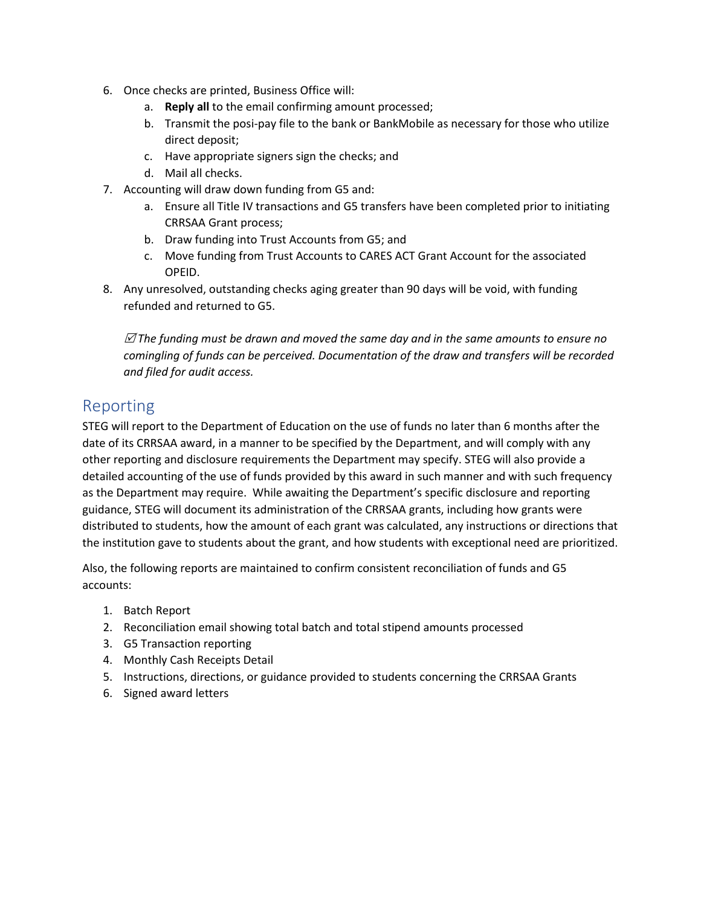6. Once checks are printed, Business Office will:
    a. **Reply all** to the email confirming amount processed;
    b. Transmit the posi-pay file to the bank or BankMobile as necessary for those who utilize direct deposit;
    c. Have appropriate signers sign the checks; and
    d. Mail all checks.
7. Accounting will draw down funding from G5 and:
    a. Ensure all Title IV transactions and G5 transfers have been completed prior to initiating CRRSAA Grant process;
    b. Draw funding into Trust Accounts from G5; and
    c. Move funding from Trust Accounts to CARES ACT Grant Account for the associated OPEID.
8. Any unresolved, outstanding checks aging greater than 90 days will be void, with funding refunded and returned to G5.

    ☑ *The funding must be drawn and moved the same day and in the same amounts to ensure no comingling of funds can be perceived. Documentation of the draw and transfers will be recorded and filed for audit access.*

## Reporting

STEG will report to the Department of Education on the use of funds no later than 6 months after the date of its CRRSAA award, in a manner to be specified by the Department, and will comply with any other reporting and disclosure requirements the Department may specify. STEG will also provide a detailed accounting of the use of funds provided by this award in such manner and with such frequency as the Department may require. While awaiting the Department's specific disclosure and reporting guidance, STEG will document its administration of the CRRSAA grants, including how grants were distributed to students, how the amount of each grant was calculated, any instructions or directions that the institution gave to students about the grant, and how students with exceptional need are prioritized.

Also, the following reports are maintained to confirm consistent reconciliation of funds and G5 accounts:

1. Batch Report
2. Reconciliation email showing total batch and total stipend amounts processed
3. G5 Transaction reporting
4. Monthly Cash Receipts Detail
5. Instructions, directions, or guidance provided to students concerning the CRRSAA Grants
6. Signed award letters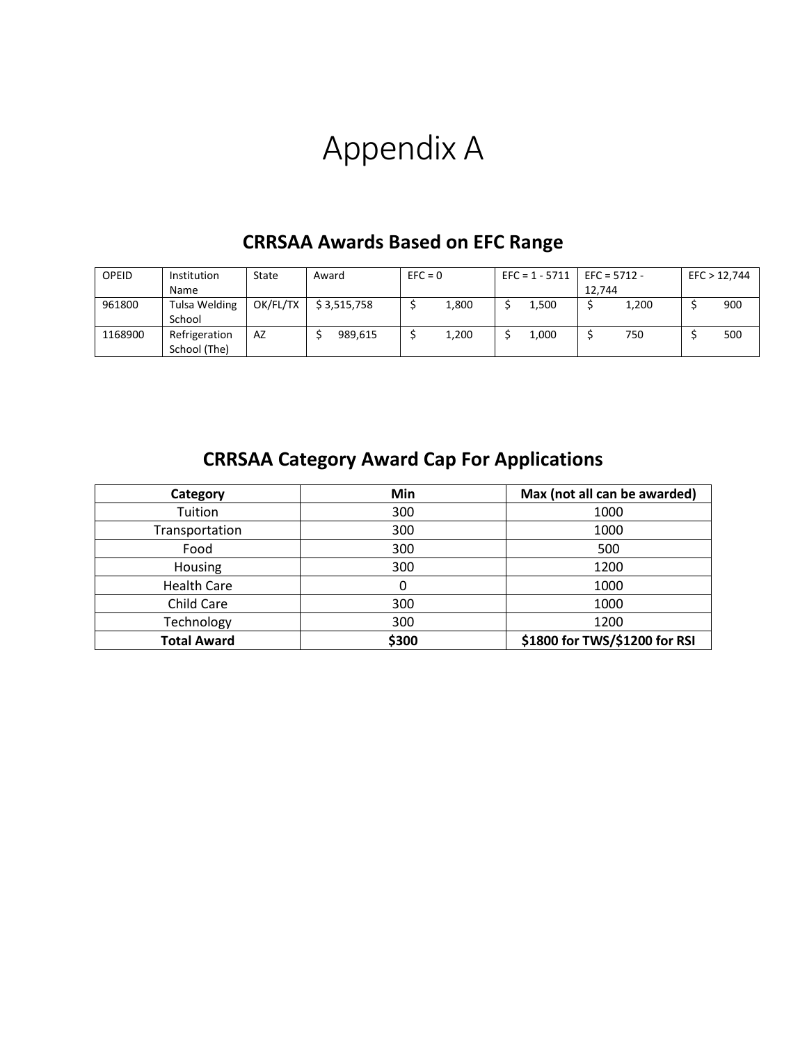# Appendix A

## CRRSAA Awards Based on EFC Range

| OPEID | Institution Name | State | Award | EFC = 0 | EFC = 1 - 5711 | EFC = 5712 - 12,744 | EFC > 12,744 |
|---|---|---|---|---|---|---|---|
| 961800 | Tulsa Welding School | OK/FL/TX | $ 3,515,758 | $ 1,800 | $ 1,500 | $ 1,200 | $ 900 |
| 1168900 | Refrigeration School (The) | AZ | $ 989,615 | $ 1,200 | $ 1,000 | $ 750 | $ 500 |

## CRRSAA Category Award Cap For Applications

| Category | Min | Max (not all can be awarded) |
|---|---|---|
| Tuition | 300 | 1000 |
| Transportation | 300 | 1000 |
| Food | 300 | 500 |
| Housing | 300 | 1200 |
| Health Care | 0 | 1000 |
| Child Care | 300 | 1000 |
| Technology | 300 | 1200 |
| **Total Award** | **$300** | **$1800 for TWS/$1200 for RSI** |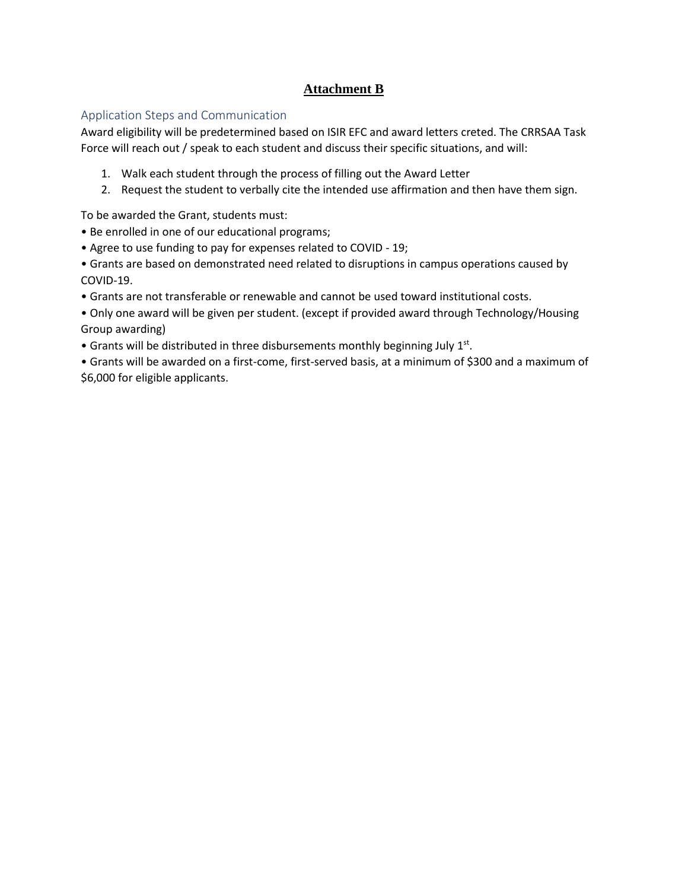# Attachment B

## Application Steps and Communication

Award eligibility will be predetermined based on ISIR EFC and award letters creted. The CRRSAA Task Force will reach out / speak to each student and discuss their specific situations, and will:

1. Walk each student through the process of filling out the Award Letter
2. Request the student to verbally cite the intended use affirmation and then have them sign.

To be awarded the Grant, students must:

• Be enrolled in one of our educational programs;

• Agree to use funding to pay for expenses related to COVID - 19;

• Grants are based on demonstrated need related to disruptions in campus operations caused by COVID-19.

• Grants are not transferable or renewable and cannot be used toward institutional costs.

• Only one award will be given per student. (except if provided award through Technology/Housing Group awarding)

• Grants will be distributed in three disbursements monthly beginning July 1st.

• Grants will be awarded on a first-come, first-served basis, at a minimum of $300 and a maximum of $6,000 for eligible applicants.